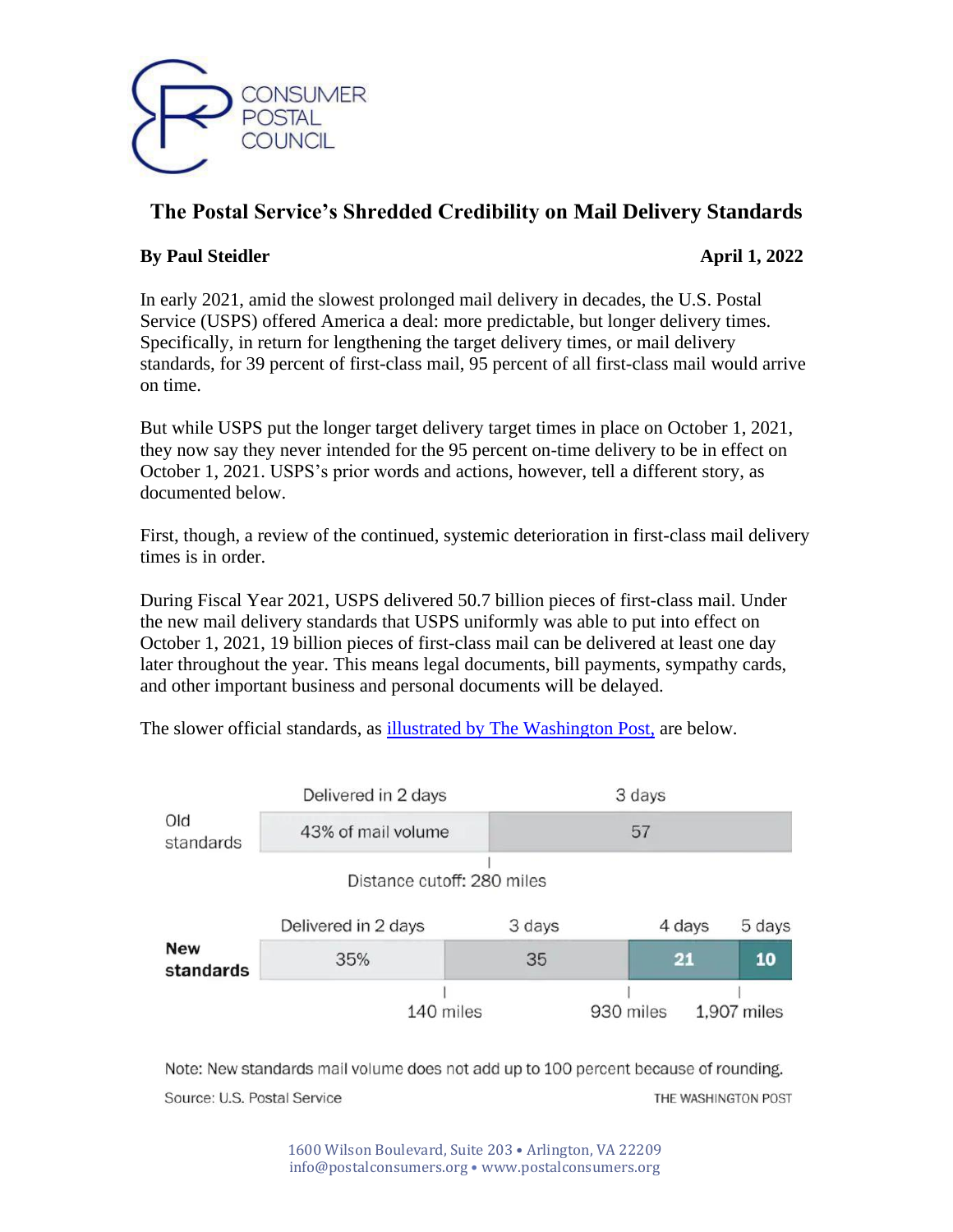CONSUMER POSTAL COUNCIL

# The Postal Service's Shredded Credibility on Mail Delivery Standards

**By Paul Steidler** **April 1, 2022**

In early 2021, amid the slowest prolonged mail delivery in decades, the U.S. Postal Service (USPS) offered America a deal: more predictable, but longer delivery times. Specifically, in return for lengthening the target delivery times, or mail delivery standards, for 39 percent of first-class mail, 95 percent of all first-class mail would arrive on time.

But while USPS put the longer target delivery target times in place on October 1, 2021, they now say they never intended for the 95 percent on-time delivery to be in effect on October 1, 2021. USPS's prior words and actions, however, tell a different story, as documented below.

First, though, a review of the continued, systemic deterioration in first-class mail delivery times is in order.

During Fiscal Year 2021, USPS delivered 50.7 billion pieces of first-class mail. Under the new mail delivery standards that USPS uniformly was able to put into effect on October 1, 2021, 19 billion pieces of first-class mail can be delivered at least one day later throughout the year. This means legal documents, bill payments, sympathy cards, and other important business and personal documents will be delayed.

The slower official standards, as illustrated by The Washington Post, are below.

| | Delivered in 2 days | 3 days | | |
|---|---|---|---|---|
| Old standards | 43% of mail volume | 57 | | |
| | Distance cutoff: 280 miles | | | |

| | Delivered in 2 days | 3 days | 4 days | 5 days |
|---|---|---|---|---|
| **New standards** | 35% | 35 | 21 | 10 |
| | 140 miles | 930 miles | 1,907 miles | |

Note: New standards mail volume does not add up to 100 percent because of rounding.

Source: U.S. Postal Service THE WASHINGTON POST

1600 Wilson Boulevard, Suite 203 • Arlington, VA 22209
info@postalconsumers.org • www.postalconsumers.org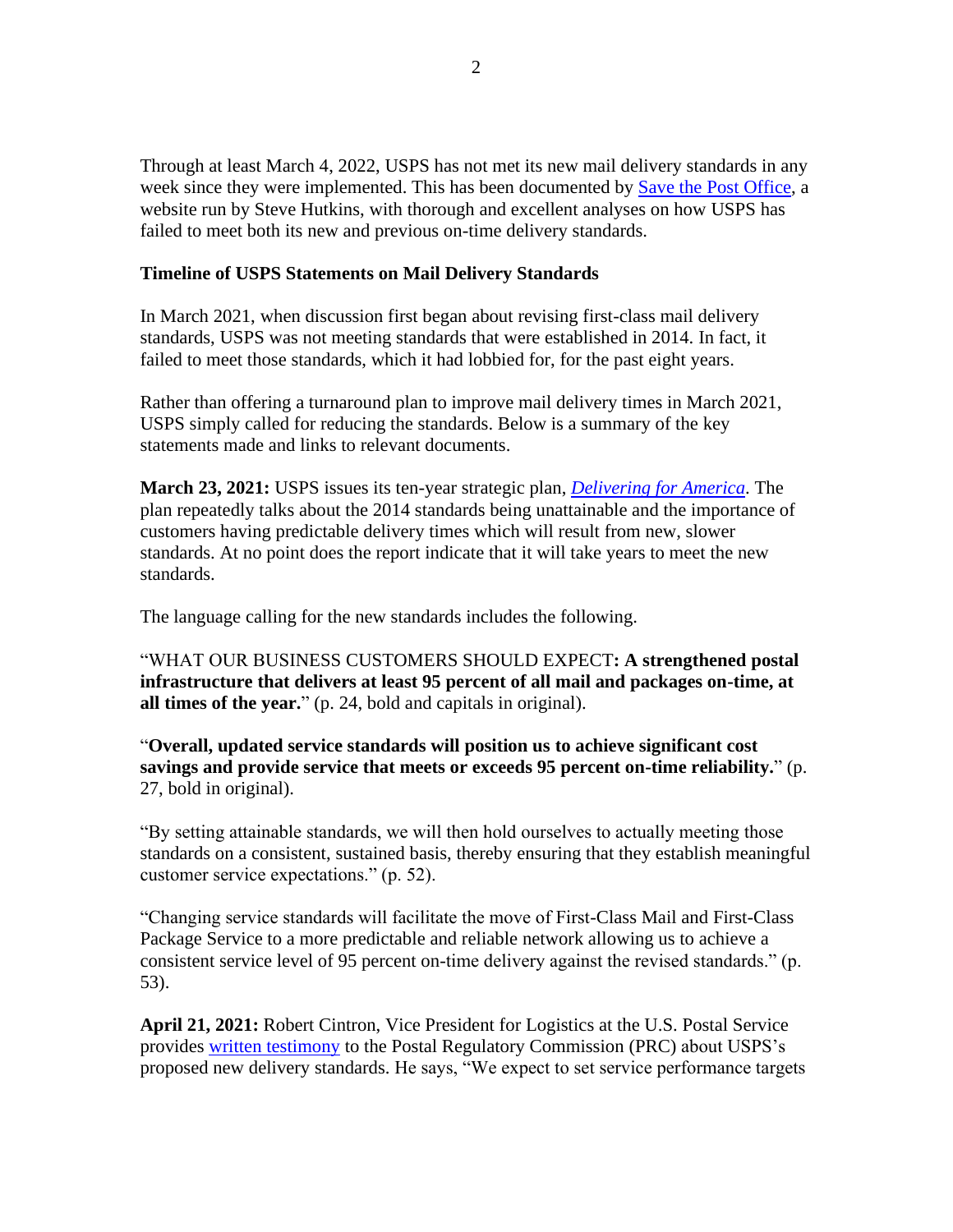Through at least March 4, 2022, USPS has not met its new mail delivery standards in any week since they were implemented. This has been documented by [Save the Post Office](), a website run by Steve Hutkins, with thorough and excellent analyses on how USPS has failed to meet both its new and previous on-time delivery standards.

**Timeline of USPS Statements on Mail Delivery Standards**

In March 2021, when discussion first began about revising first-class mail delivery standards, USPS was not meeting standards that were established in 2014. In fact, it failed to meet those standards, which it had lobbied for, for the past eight years.

Rather than offering a turnaround plan to improve mail delivery times in March 2021, USPS simply called for reducing the standards. Below is a summary of the key statements made and links to relevant documents.

**March 23, 2021:** USPS issues its ten-year strategic plan, *Delivering for America*. The plan repeatedly talks about the 2014 standards being unattainable and the importance of customers having predictable delivery times which will result from new, slower standards. At no point does the report indicate that it will take years to meet the new standards.

The language calling for the new standards includes the following.

"WHAT OUR BUSINESS CUSTOMERS SHOULD EXPECT**: A strengthened postal infrastructure that delivers at least 95 percent of all mail and packages on-time, at all times of the year.**" (p. 24, bold and capitals in original).

"**Overall, updated service standards will position us to achieve significant cost savings and provide service that meets or exceeds 95 percent on-time reliability.**" (p. 27, bold in original).

"By setting attainable standards, we will then hold ourselves to actually meeting those standards on a consistent, sustained basis, thereby ensuring that they establish meaningful customer service expectations." (p. 52).

"Changing service standards will facilitate the move of First-Class Mail and First-Class Package Service to a more predictable and reliable network allowing us to achieve a consistent service level of 95 percent on-time delivery against the revised standards." (p. 53).

**April 21, 2021:** Robert Cintron, Vice President for Logistics at the U.S. Postal Service provides written testimony to the Postal Regulatory Commission (PRC) about USPS's proposed new delivery standards. He says, "We expect to set service performance targets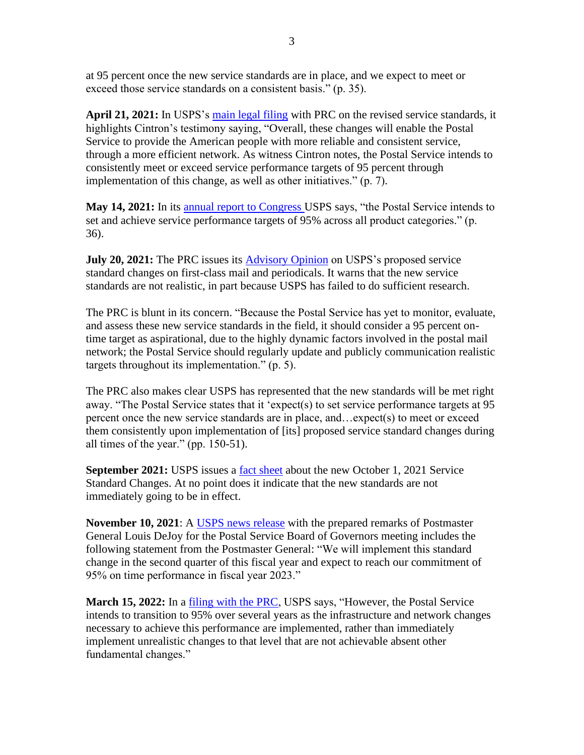at 95 percent once the new service standards are in place, and we expect to meet or exceed those service standards on a consistent basis." (p. 35).

**April 21, 2021:** In USPS's main legal filing with PRC on the revised service standards, it highlights Cintron's testimony saying, "Overall, these changes will enable the Postal Service to provide the American people with more reliable and consistent service, through a more efficient network. As witness Cintron notes, the Postal Service intends to consistently meet or exceed service performance targets of 95 percent through implementation of this change, as well as other initiatives." (p. 7).

**May 14, 2021:** In its annual report to Congress USPS says, "the Postal Service intends to set and achieve service performance targets of 95% across all product categories." (p. 36).

**July 20, 2021:** The PRC issues its Advisory Opinion on USPS's proposed service standard changes on first-class mail and periodicals. It warns that the new service standards are not realistic, in part because USPS has failed to do sufficient research.

The PRC is blunt in its concern. "Because the Postal Service has yet to monitor, evaluate, and assess these new service standards in the field, it should consider a 95 percent on-time target as aspirational, due to the highly dynamic factors involved in the postal mail network; the Postal Service should regularly update and publicly communication realistic targets throughout its implementation." (p. 5).

The PRC also makes clear USPS has represented that the new standards will be met right away. "The Postal Service states that it 'expect(s) to set service performance targets at 95 percent once the new service standards are in place, and…expect(s) to meet or exceed them consistently upon implementation of [its] proposed service standard changes during all times of the year." (pp. 150-51).

**September 2021:** USPS issues a fact sheet about the new October 1, 2021 Service Standard Changes. At no point does it indicate that the new standards are not immediately going to be in effect.

**November 10, 2021**: A USPS news release with the prepared remarks of Postmaster General Louis DeJoy for the Postal Service Board of Governors meeting includes the following statement from the Postmaster General: "We will implement this standard change in the second quarter of this fiscal year and expect to reach our commitment of 95% on time performance in fiscal year 2023."

**March 15, 2022:** In a filing with the PRC, USPS says, "However, the Postal Service intends to transition to 95% over several years as the infrastructure and network changes necessary to achieve this performance are implemented, rather than immediately implement unrealistic changes to that level that are not achievable absent other fundamental changes."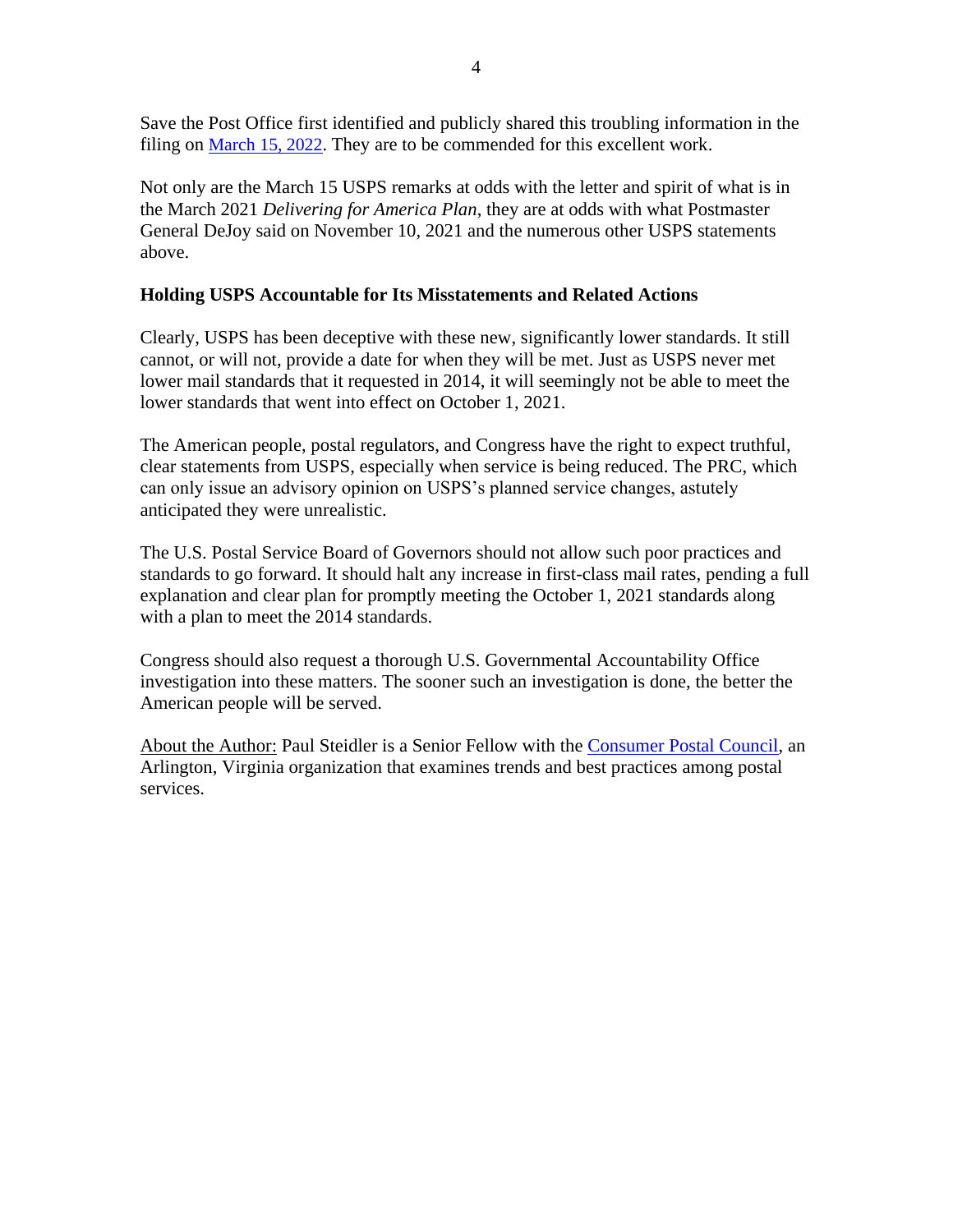Save the Post Office first identified and publicly shared this troubling information in the filing on [March 15, 2022](). They are to be commended for this excellent work.

Not only are the March 15 USPS remarks at odds with the letter and spirit of what is in the March 2021 *Delivering for America Plan*, they are at odds with what Postmaster General DeJoy said on November 10, 2021 and the numerous other USPS statements above.

**Holding USPS Accountable for Its Misstatements and Related Actions**

Clearly, USPS has been deceptive with these new, significantly lower standards. It still cannot, or will not, provide a date for when they will be met. Just as USPS never met lower mail standards that it requested in 2014, it will seemingly not be able to meet the lower standards that went into effect on October 1, 2021.

The American people, postal regulators, and Congress have the right to expect truthful, clear statements from USPS, especially when service is being reduced. The PRC, which can only issue an advisory opinion on USPS's planned service changes, astutely anticipated they were unrealistic.

The U.S. Postal Service Board of Governors should not allow such poor practices and standards to go forward. It should halt any increase in first-class mail rates, pending a full explanation and clear plan for promptly meeting the October 1, 2021 standards along with a plan to meet the 2014 standards.

Congress should also request a thorough U.S. Governmental Accountability Office investigation into these matters. The sooner such an investigation is done, the better the American people will be served.

About the Author: Paul Steidler is a Senior Fellow with the [Consumer Postal Council](), an Arlington, Virginia organization that examines trends and best practices among postal services.